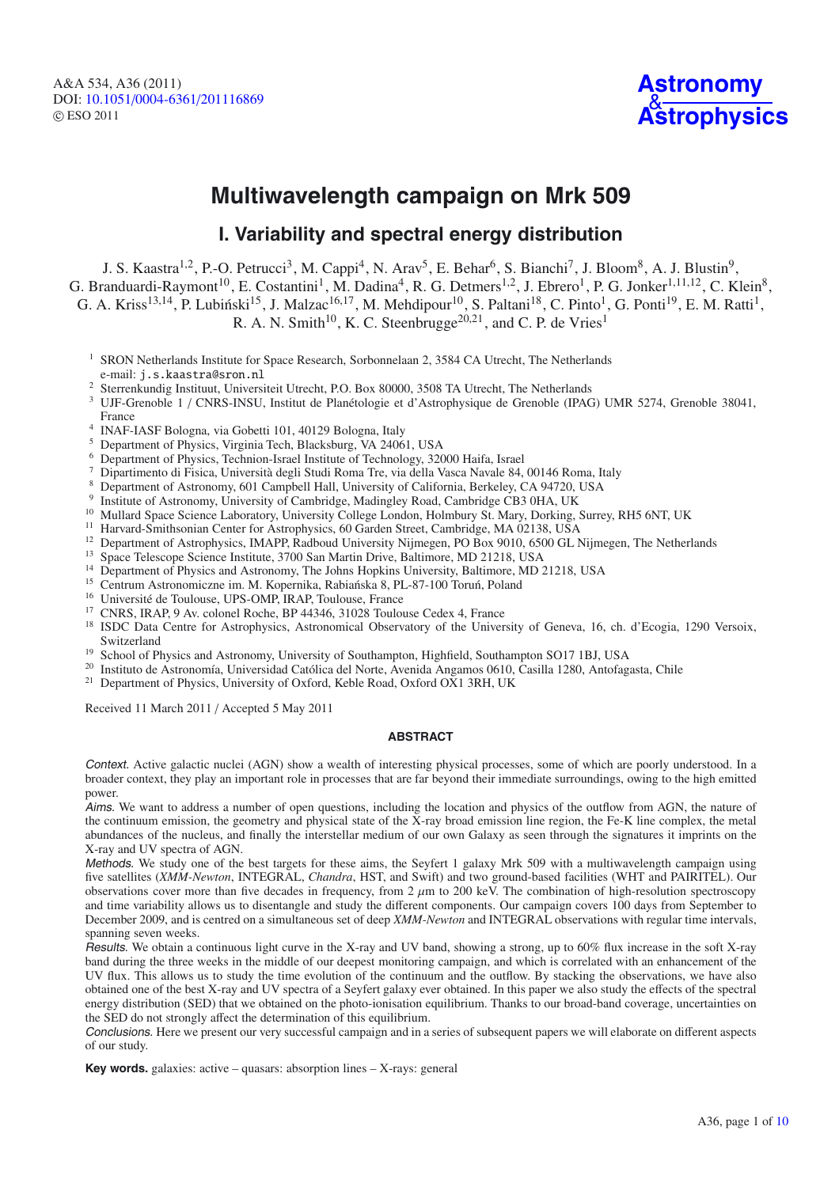# Multiwavelength campaign on Mrk 509

## I. Variability and spectral energy distribution

J. S. Kaastra[1,2], P.-O. Petrucci[3], M. Cappi[4], N. Arav[5], E. Behar[6], S. Bianchi[7], J. Bloom[8], A. J. Blustin[9], G. Branduardi-Raymont[10], E. Costantini[1], M. Dadina[4], R. G. Detmers[1,2], J. Ebrero[1], P. G. Jonker[1,11,12], C. Klein[8], G. A. Kriss[13,14], P. Lubiński[15], J. Malzac[16,17], M. Mehdipour[10], S. Paltani[18], C. Pinto[1], G. Ponti[19], E. M. Ratti[1], R. A. N. Smith[10], K. C. Steenbrugge[20,21], and C. P. de Vries[1]

[1] SRON Netherlands Institute for Space Research, Sorbonnelaan 2, 3584 CA Utrecht, The Netherlands
e-mail: j.s.kaastra@sron.nl

[2] Sterrenkundig Instituut, Universiteit Utrecht, P.O. Box 80000, 3508 TA Utrecht, The Netherlands

[3] UJF-Grenoble 1 / CNRS-INSU, Institut de Planétologie et d'Astrophysique de Grenoble (IPAG) UMR 5274, Grenoble 38041, France

[4] INAF-IASF Bologna, via Gobetti 101, 40129 Bologna, Italy

[5] Department of Physics, Virginia Tech, Blacksburg, VA 24061, USA

[6] Department of Physics, Technion-Israel Institute of Technology, 32000 Haifa, Israel

[7] Dipartimento di Fisica, Università degli Studi Roma Tre, via della Vasca Navale 84, 00146 Roma, Italy

[8] Department of Astronomy, 601 Campbell Hall, University of California, Berkeley, CA 94720, USA

[9] Institute of Astronomy, University of Cambridge, Madingley Road, Cambridge CB3 0HA, UK

[10] Mullard Space Science Laboratory, University College London, Holmbury St. Mary, Dorking, Surrey, RH5 6NT, UK

[11] Harvard-Smithsonian Center for Astrophysics, 60 Garden Street, Cambridge, MA 02138, USA

[12] Department of Astrophysics, IMAPP, Radboud University Nijmegen, PO Box 9010, 6500 GL Nijmegen, The Netherlands

[13] Space Telescope Science Institute, 3700 San Martin Drive, Baltimore, MD 21218, USA

[14] Department of Physics and Astronomy, The Johns Hopkins University, Baltimore, MD 21218, USA

[15] Centrum Astronomiczne im. M. Kopernika, Rabiańska 8, PL-87-100 Toruń, Poland

[16] Université de Toulouse, UPS-OMP, IRAP, Toulouse, France

[17] CNRS, IRAP, 9 Av. colonel Roche, BP 44346, 31028 Toulouse Cedex 4, France

[18] ISDC Data Centre for Astrophysics, Astronomical Observatory of the University of Geneva, 16, ch. d'Ecogia, 1290 Versoix, Switzerland

[19] School of Physics and Astronomy, University of Southampton, Highfield, Southampton SO17 1BJ, USA

[20] Instituto de Astronomía, Universidad Católica del Norte, Avenida Angamos 0610, Casilla 1280, Antofagasta, Chile

[21] Department of Physics, University of Oxford, Keble Road, Oxford OX1 3RH, UK

Received 11 March 2011 / Accepted 5 May 2011

### ABSTRACT

*Context.* Active galactic nuclei (AGN) show a wealth of interesting physical processes, some of which are poorly understood. In a broader context, they play an important role in processes that are far beyond their immediate surroundings, owing to the high emitted power.

*Aims.* We want to address a number of open questions, including the location and physics of the outflow from AGN, the nature of the continuum emission, the geometry and physical state of the X-ray broad emission line region, the Fe-K line complex, the metal abundances of the nucleus, and finally the interstellar medium of our own Galaxy as seen through the signatures it imprints on the X-ray and UV spectra of AGN.

*Methods.* We study one of the best targets for these aims, the Seyfert 1 galaxy Mrk 509 with a multiwavelength campaign using five satellites (*XMM-Newton*, INTEGRAL, *Chandra*, HST, and Swift) and two ground-based facilities (WHT and PAIRITEL). Our observations cover more than five decades in frequency, from 2 $\mu$m to 200 keV. The combination of high-resolution spectroscopy and time variability allows us to disentangle and study the different components. Our campaign covers 100 days from September to December 2009, and is centred on a simultaneous set of deep *XMM-Newton* and INTEGRAL observations with regular time intervals, spanning seven weeks.

*Results.* We obtain a continuous light curve in the X-ray and UV band, showing a strong, up to 60% flux increase in the soft X-ray band during the three weeks in the middle of our deepest monitoring campaign, and which is correlated with an enhancement of the UV flux. This allows us to study the time evolution of the continuum and the outflow. By stacking the observations, we have also obtained one of the best X-ray and UV spectra of a Seyfert galaxy ever obtained. In this paper we also study the effects of the spectral energy distribution (SED) that we obtained on the photo-ionisation equilibrium. Thanks to our broad-band coverage, uncertainties on the SED do not strongly affect the determination of this equilibrium.

*Conclusions.* Here we present our very successful campaign and in a series of subsequent papers we will elaborate on different aspects of our study.

**Key words.** galaxies: active – quasars: absorption lines – X-rays: general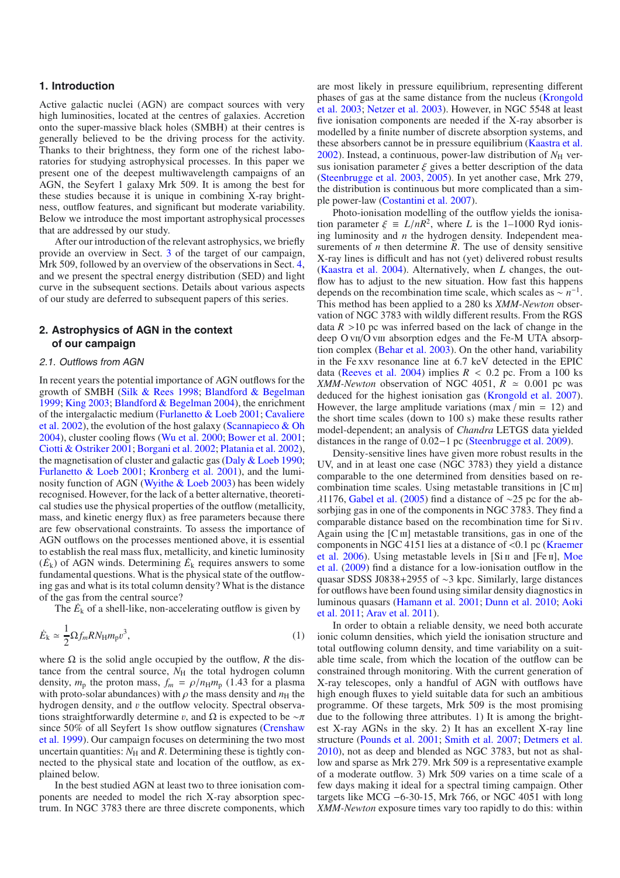## 1. Introduction

Active galactic nuclei (AGN) are compact sources with very high luminosities, located at the centres of galaxies. Accretion onto the super-massive black holes (SMBH) at their centres is generally believed to be the driving process for the activity. Thanks to their brightness, they form one of the richest laboratories for studying astrophysical processes. In this paper we present one of the deepest multiwavelength campaigns of an AGN, the Seyfert 1 galaxy Mrk 509. It is among the best for these studies because it is unique in combining X-ray brightness, outflow features, and significant but moderate variability. Below we introduce the most important astrophysical processes that are addressed by our study.

After our introduction of the relevant astrophysics, we briefly provide an overview in Sect. 3 of the target of our campaign, Mrk 509, followed by an overview of the observations in Sect. 4, and we present the spectral energy distribution (SED) and light curve in the subsequent sections. Details about various aspects of our study are deferred to subsequent papers of this series.

## 2. Astrophysics of AGN in the context of our campaign

### 2.1. Outflows from AGN

In recent years the potential importance of AGN outflows for the growth of SMBH (Silk & Rees 1998; Blandford & Begelman 1999; King 2003; Blandford & Begelman 2004), the enrichment of the intergalactic medium (Furlanetto & Loeb 2001; Cavaliere et al. 2002), the evolution of the host galaxy (Scannapieco & Oh 2004), cluster cooling flows (Wu et al. 2000; Bower et al. 2001; Ciotti & Ostriker 2001; Borgani et al. 2002; Platania et al. 2002), the magnetisation of cluster and galactic gas (Daly & Loeb 1990; Furlanetto & Loeb 2001; Kronberg et al. 2001), and the luminosity function of AGN (Wyithe & Loeb 2003) has been widely recognised. However, for the lack of a better alternative, theoretical studies use the physical properties of the outflow (metallicity, mass, and kinetic energy flux) as free parameters because there are few observational constraints. To assess the importance of AGN outflows on the processes mentioned above, it is essential to establish the real mass flux, metallicity, and kinetic luminosity ($\dot{E}_{\rm k}$) of AGN winds. Determining $\dot{E}_{\rm k}$ requires answers to some fundamental questions. What is the physical state of the outflowing gas and what is its total column density? What is the distance of the gas from the central source?

The $\dot{E}_{\rm k}$ of a shell-like, non-accelerating outflow is given by

$$\dot{E}_{\rm k} \simeq \frac{1}{2}\Omega f_m R N_{\rm H} m_{\rm p} v^3, \tag{1}$$

where $\Omega$ is the solid angle occupied by the outflow, $R$ the distance from the central source, $N_{\rm H}$ the total hydrogen column density, $m_{\rm p}$ the proton mass, $f_m = \rho/n_{\rm H} m_{\rm p}$ (1.43 for a plasma with proto-solar abundances) with $\rho$ the mass density and $n_{\rm H}$ the hydrogen density, and $v$ the outflow velocity. Spectral observations straightforwardly determine $v$, and $\Omega$ is expected to be $\sim\pi$ since 50% of all Seyfert 1s show outflow signatures (Crenshaw et al. 1999). Our campaign focuses on determining the two most uncertain quantities: $N_{\rm H}$ and $R$. Determining these is tightly connected to the physical state and location of the outflow, as explained below.

In the best studied AGN at least two to three ionisation components are needed to model the rich X-ray absorption spectrum. In NGC 3783 there are three discrete components, which are most likely in pressure equilibrium, representing different phases of gas at the same distance from the nucleus (Krongold et al. 2003; Netzer et al. 2003). However, in NGC 5548 at least five ionisation components are needed if the X-ray absorber is modelled by a finite number of discrete absorption systems, and these absorbers cannot be in pressure equilibrium (Kaastra et al. 2002). Instead, a continuous, power-law distribution of $N_{\rm H}$ versus ionisation parameter $\xi$ gives a better description of the data (Steenbrugge et al. 2003, 2005). In yet another case, Mrk 279, the distribution is continuous but more complicated than a simple power-law (Costantini et al. 2007).

Photo-ionisation modelling of the outflow yields the ionisation parameter $\xi \equiv L/nR^2$, where $L$ is the 1–1000 Ryd ionising luminosity and $n$ the hydrogen density. Independent measurements of $n$ then determine $R$. The use of density sensitive X-ray lines is difficult and has not (yet) delivered robust results (Kaastra et al. 2004). Alternatively, when $L$ changes, the outflow has to adjust to the new situation. How fast this happens depends on the recombination time scale, which scales as $\sim n^{-1}$. This method has been applied to a 280 ks *XMM-Newton* observation of NGC 3783 with wildly different results. From the RGS data $R$ >10 pc was inferred based on the lack of change in the deep O VII/O VIII absorption edges and the Fe-M UTA absorption complex (Behar et al. 2003). On the other hand, variability in the Fe XXV resonance line at 6.7 keV detected in the EPIC data (Reeves et al. 2004) implies $R$ < 0.2 pc. From a 100 ks *XMM-Newton* observation of NGC 4051, $R \simeq 0.001$ pc was deduced for the highest ionisation gas (Krongold et al. 2007). However, the large amplitude variations (max / min = 12) and the short time scales (down to 100 s) make these results rather model-dependent; an analysis of *Chandra* LETGS data yielded distances in the range of 0.02−1 pc (Steenbrugge et al. 2009).

Density-sensitive lines have given more robust results in the UV, and in at least one case (NGC 3783) they yield a distance comparable to the one determined from densities based on recombination time scales. Using metastable transitions in [C III] $\lambda$1176, Gabel et al. (2005) find a distance of ~25 pc for the absorbing gas in one of the components in NGC 3783. They find a comparable distance based on the recombination time for Si IV. Again using the [C III] metastable transitions, gas in one of the components in NGC 4151 lies at a distance of <0.1 pc (Kraemer et al. 2006). Using metastable levels in [Si II and [Fe II], Moe et al. (2009) find a distance for a low-ionisation outflow in the quasar SDSS J0838+2955 of ~3 kpc. Similarly, large distances for outflows have been found using similar density diagnostics in luminous quasars (Hamann et al. 2001; Dunn et al. 2010; Aoki et al. 2011; Arav et al. 2011).

In order to obtain a reliable density, we need both accurate ionic column densities, which yield the ionisation structure and total outflowing column density, and time variability on a suitable time scale, from which the location of the outflow can be constrained through monitoring. With the current generation of X-ray telescopes, only a handful of AGN with outflows have high enough fluxes to yield suitable data for such an ambitious programme. Of these targets, Mrk 509 is the most promising due to the following three attributes. 1) It is among the brightest X-ray AGNs in the sky. 2) It has an excellent X-ray line structure (Pounds et al. 2001; Smith et al. 2007; Detmers et al. 2010), not as deep and blended as NGC 3783, but not as shallow and sparse as Mrk 279. Mrk 509 is a representative example of a moderate outflow. 3) Mrk 509 varies on a time scale of a few days making it ideal for a spectral timing campaign. Other targets like MCG −6-30-15, Mrk 766, or NGC 4051 with long *XMM-Newton* exposure times vary too rapidly to do this: within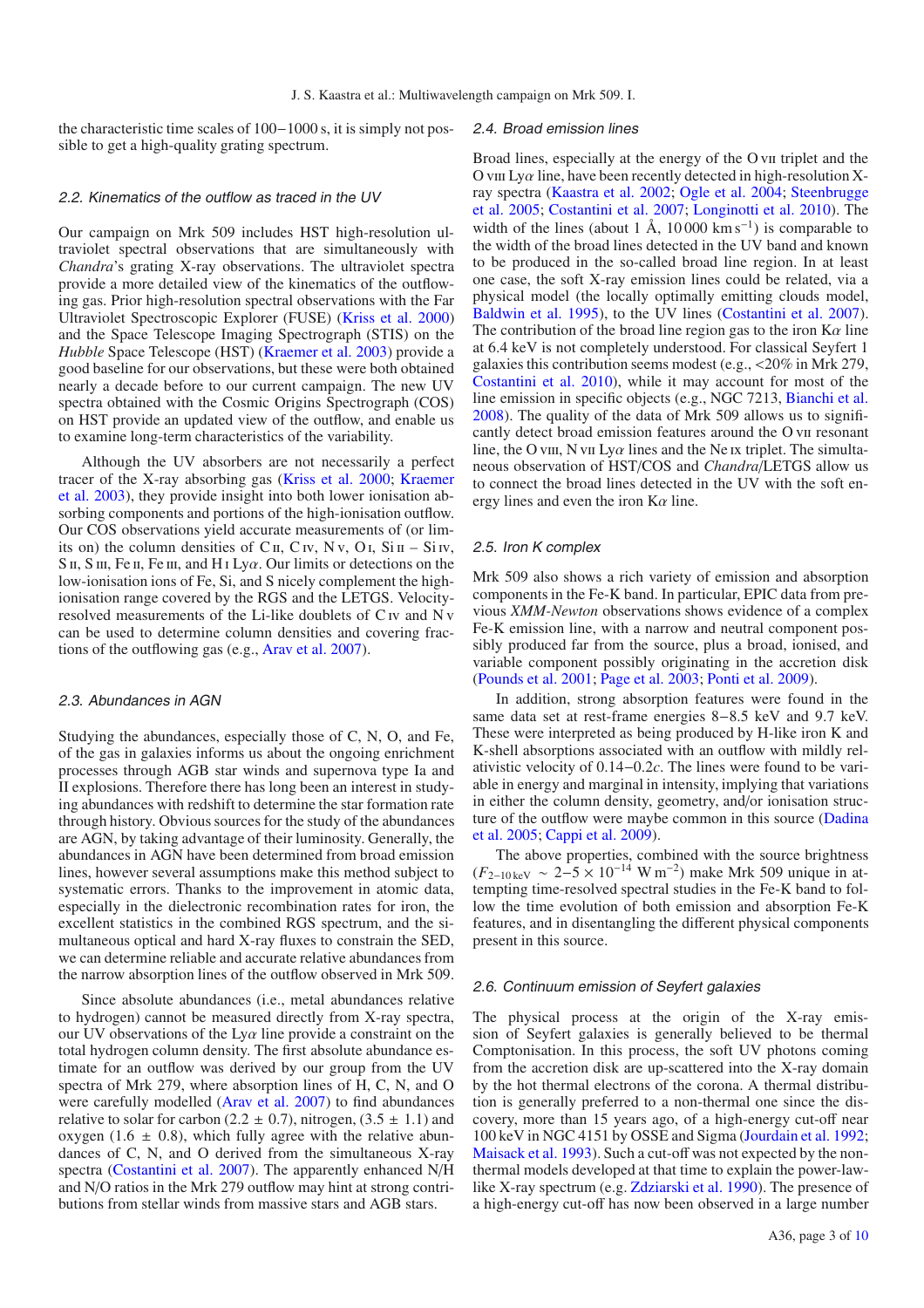the characteristic time scales of 100−1000 s, it is simply not possible to get a high-quality grating spectrum.

### 2.2. Kinematics of the outflow as traced in the UV

Our campaign on Mrk 509 includes HST high-resolution ultraviolet spectral observations that are simultaneously with *Chandra*'s grating X-ray observations. The ultraviolet spectra provide a more detailed view of the kinematics of the outflowing gas. Prior high-resolution spectral observations with the Far Ultraviolet Spectroscopic Explorer (FUSE) (Kriss et al. 2000) and the Space Telescope Imaging Spectrograph (STIS) on the *Hubble* Space Telescope (HST) (Kraemer et al. 2003) provide a good baseline for our observations, but these were both obtained nearly a decade before to our current campaign. The new UV spectra obtained with the Cosmic Origins Spectrograph (COS) on HST provide an updated view of the outflow, and enable us to examine long-term characteristics of the variability.

Although the UV absorbers are not necessarily a perfect tracer of the X-ray absorbing gas (Kriss et al. 2000; Kraemer et al. 2003), they provide insight into both lower ionisation absorbing components and portions of the high-ionisation outflow. Our COS observations yield accurate measurements of (or limits on) the column densities of C II, C IV, N V, O I, Si II – Si IV, S II, S III, Fe II, Fe III, and H I Ly$\alpha$. Our limits or detections on the low-ionisation ions of Fe, Si, and S nicely complement the high-ionisation range covered by the RGS and the LETGS. Velocity-resolved measurements of the Li-like doublets of C IV and N V can be used to determine column densities and covering fractions of the outflowing gas (e.g., Arav et al. 2007).

### 2.3. Abundances in AGN

Studying the abundances, especially those of C, N, O, and Fe, of the gas in galaxies informs us about the ongoing enrichment processes through AGB star winds and supernova type Ia and II explosions. Therefore there has long been an interest in studying abundances with redshift to determine the star formation rate through history. Obvious sources for the study of the abundances are AGN, by taking advantage of their luminosity. Generally, the abundances in AGN have been determined from broad emission lines, however several assumptions make this method subject to systematic errors. Thanks to the improvement in atomic data, especially in the dielectronic recombination rates for iron, the excellent statistics in the combined RGS spectrum, and the simultaneous optical and hard X-ray fluxes to constrain the SED, we can determine reliable and accurate relative abundances from the narrow absorption lines of the outflow observed in Mrk 509.

Since absolute abundances (i.e., metal abundances relative to hydrogen) cannot be measured directly from X-ray spectra, our UV observations of the Ly$\alpha$ line provide a constraint on the total hydrogen column density. The first absolute abundance estimate for an outflow was derived by our group from the UV spectra of Mrk 279, where absorption lines of H, C, N, and O were carefully modelled (Arav et al. 2007) to find abundances relative to solar for carbon ($2.2 \pm 0.7$), nitrogen, ($3.5 \pm 1.1$) and oxygen ($1.6 \pm 0.8$), which fully agree with the relative abundances of C, N, and O derived from the simultaneous X-ray spectra (Costantini et al. 2007). The apparently enhanced N/H and N/O ratios in the Mrk 279 outflow may hint at strong contributions from stellar winds from massive stars and AGB stars.

### 2.4. Broad emission lines

Broad lines, especially at the energy of the O VII triplet and the O VIII Ly$\alpha$ line, have been recently detected in high-resolution X-ray spectra (Kaastra et al. 2002; Ogle et al. 2004; Steenbrugge et al. 2005; Costantini et al. 2007; Longinotti et al. 2010). The width of the lines (about 1 Å, 10 000 km s$^{-1}$) is comparable to the width of the broad lines detected in the UV band and known to be produced in the so-called broad line region. In at least one case, the soft X-ray emission lines could be related, via a physical model (the locally optimally emitting clouds model, Baldwin et al. 1995), to the UV lines (Costantini et al. 2007). The contribution of the broad line region gas to the iron K$\alpha$ line at 6.4 keV is not completely understood. For classical Seyfert 1 galaxies this contribution seems modest (e.g., <20% in Mrk 279, Costantini et al. 2010), while it may account for most of the line emission in specific objects (e.g., NGC 7213, Bianchi et al. 2008). The quality of the data of Mrk 509 allows us to significantly detect broad emission features around the O VII resonant line, the O VIII, N VII Ly$\alpha$ lines and the Ne IX triplet. The simultaneous observation of HST/COS and *Chandra*/LETGS allow us to connect the broad lines detected in the UV with the soft energy lines and even the iron K$\alpha$ line.

### 2.5. Iron K complex

Mrk 509 also shows a rich variety of emission and absorption components in the Fe-K band. In particular, EPIC data from previous *XMM-Newton* observations shows evidence of a complex Fe-K emission line, with a narrow and neutral component possibly produced far from the source, plus a broad, ionised, and variable component possibly originating in the accretion disk (Pounds et al. 2001; Page et al. 2003; Ponti et al. 2009).

In addition, strong absorption features were found in the same data set at rest-frame energies 8−8.5 keV and 9.7 keV. These were interpreted as being produced by H-like iron K and K-shell absorptions associated with an outflow with mildly relativistic velocity of 0.14−0.2$c$. The lines were found to be variable in energy and marginal in intensity, implying that variations in either the column density, geometry, and/or ionisation structure of the outflow were maybe common in this source (Dadina et al. 2005; Cappi et al. 2009).

The above properties, combined with the source brightness ($F_{2-10\,\mathrm{keV}} \sim 2-5 \times 10^{-14}$ W m$^{-2}$) make Mrk 509 unique in attempting time-resolved spectral studies in the Fe-K band to follow the time evolution of both emission and absorption Fe-K features, and in disentangling the different physical components present in this source.

### 2.6. Continuum emission of Seyfert galaxies

The physical process at the origin of the X-ray emission of Seyfert galaxies is generally believed to be thermal Comptonisation. In this process, the soft UV photons coming from the accretion disk are up-scattered into the X-ray domain by the hot thermal electrons of the corona. A thermal distribution is generally preferred to a non-thermal one since the discovery, more than 15 years ago, of a high-energy cut-off near 100 keV in NGC 4151 by OSSE and Sigma (Jourdain et al. 1992; Maisack et al. 1993). Such a cut-off was not expected by the non-thermal models developed at that time to explain the power-law-like X-ray spectrum (e.g. Zdziarski et al. 1990). The presence of a high-energy cut-off has now been observed in a large number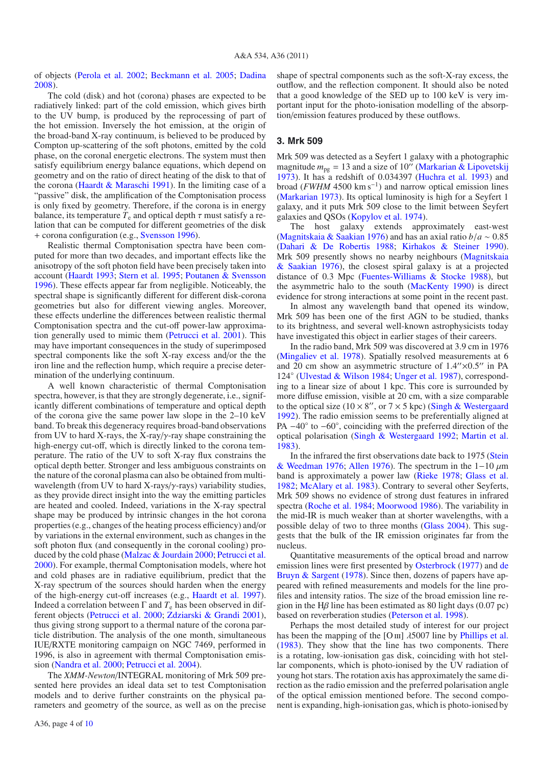of objects (Perola et al. 2002; Beckmann et al. 2005; Dadina 2008).

The cold (disk) and hot (corona) phases are expected to be radiatively linked: part of the cold emission, which gives birth to the UV bump, is produced by the reprocessing of part of the hot emission. Inversely the hot emission, at the origin of the broad-band X-ray continuum, is believed to be produced by Compton up-scattering of the soft photons, emitted by the cold phase, on the coronal energetic electrons. The system must then satisfy equilibrium energy balance equations, which depend on geometry and on the ratio of direct heating of the disk to that of the corona (Haardt & Maraschi 1991). In the limiting case of a "passive" disk, the amplification of the Comptonisation process is only fixed by geometry. Therefore, if the corona is in energy balance, its temperature $T_e$ and optical depth $\tau$ must satisfy a relation that can be computed for different geometries of the disk + corona configuration (e.g., Svensson 1996).

Realistic thermal Comptonisation spectra have been computed for more than two decades, and important effects like the anisotropy of the soft photon field have been precisely taken into account (Haardt 1993; Stern et al. 1995; Poutanen & Svensson 1996). These effects appear far from negligible. Noticeably, the spectral shape is significantly different for different disk-corona geometries but also for different viewing angles. Moreover, these effects underline the differences between realistic thermal Comptonisation spectra and the cut-off power-law approximation generally used to mimic them (Petrucci et al. 2001). This may have important consequences in the study of superimposed spectral components like the soft X-ray excess and/or the the iron line and the reflection hump, which require a precise determination of the underlying continuum.

A well known characteristic of thermal Comptonisation spectra, however, is that they are strongly degenerate, i.e., significantly different combinations of temperature and optical depth of the corona give the same power law slope in the 2–10 keV band. To break this degeneracy requires broad-band observations from UV to hard X-rays, the X-ray/$\gamma$-ray shape constraining the high-energy cut-off, which is directly linked to the corona temperature. The ratio of the UV to soft X-ray flux constrains the optical depth better. Stronger and less ambiguous constraints on the nature of the coronal plasma can also be obtained from multi-wavelength (from UV to hard X-rays/$\gamma$-rays) variability studies, as they provide direct insight into the way the emitting particles are heated and cooled. Indeed, variations in the X-ray spectral shape may be produced by intrinsic changes in the hot corona properties (e.g., changes of the heating process efficiency) and/or by variations in the external environment, such as changes in the soft photon flux (and consequently in the coronal cooling) produced by the cold phase (Malzac & Jourdain 2000; Petrucci et al. 2000). For example, thermal Comptonisation models, where hot and cold phases are in radiative equilibrium, predict that the X-ray spectrum of the sources should harden when the energy of the high-energy cut-off increases (e.g., Haardt et al. 1997). Indeed a correlation between $\Gamma$ and $T_e$ has been observed in different objects (Petrucci et al. 2000; Zdziarski & Grandi 2001), thus giving strong support to a thermal nature of the corona particle distribution. The analysis of the one month, simultaneous IUE/RXTE monitoring campaign on NGC 7469, performed in 1996, is also in agreement with thermal Comptonisation emission (Nandra et al. 2000; Petrucci et al. 2004).

The *XMM-Newton*/INTEGRAL monitoring of Mrk 509 presented here provides an ideal data set to test Comptonisation models and to derive further constraints on the physical parameters and geometry of the source, as well as on the precise shape of spectral components such as the soft-X-ray excess, the outflow, and the reflection component. It should also be noted that a good knowledge of the SED up to 100 keV is very important input for the photo-ionisation modelling of the absorption/emission features produced by these outflows.

## 3. Mrk 509

Mrk 509 was detected as a Seyfert 1 galaxy with a photographic magnitude $m_{pg} = 13$ and a size of 10″ (Markarian & Lipovetskij 1973). It has a redshift of 0.034397 (Huchra et al. 1993) and broad (*FWHM* 4500 km s$^{-1}$) and narrow optical emission lines (Markarian 1973). Its optical luminosity is high for a Seyfert 1 galaxy, and it puts Mrk 509 close to the limit between Seyfert galaxies and QSOs (Kopylov et al. 1974).

The host galaxy extends approximately east-west (Magnitskaia & Saakian 1976) and has an axial ratio $b/a \sim 0.85$ (Dahari & De Robertis 1988; Kirhakos & Steiner 1990). Mrk 509 presently shows no nearby neighbours (Magnitskaia & Saakian 1976), the closest spiral galaxy is at a projected distance of 0.3 Mpc (Fuentes-Williams & Stocke 1988), but the asymmetric halo to the south (MacKenty 1990) is direct evidence for strong interactions at some point in the recent past.

In almost any wavelength band that opened its window, Mrk 509 has been one of the first AGN to be studied, thanks to its brightness, and several well-known astrophysicists today have investigated this object in earlier stages of their careers.

In the radio band, Mrk 509 was discovered at 3.9 cm in 1976 (Mingaliev et al. 1978). Spatially resolved measurements at 6 and 20 cm show an asymmetric structure of 1.4″×0.5″ in PA 124° (Ulvestad & Wilson 1984; Unger et al. 1987), corresponding to a linear size of about 1 kpc. This core is surrounded by more diffuse emission, visible at 20 cm, with a size comparable to the optical size (10 × 8″, or 7 × 5 kpc) (Singh & Westergaard 1992). The radio emission seems to be preferentially aligned at PA −40° to −60°, coinciding with the preferred direction of the optical polarisation (Singh & Westergaard 1992; Martin et al. 1983).

In the infrared the first observations date back to 1975 (Stein & Weedman 1976; Allen 1976). The spectrum in the 1−10 $\mu$m band is approximately a power law (Rieke 1978; Glass et al. 1982; McAlary et al. 1983). Contrary to several other Seyferts, Mrk 509 shows no evidence of strong dust features in infrared spectra (Roche et al. 1984; Moorwood 1986). The variability in the mid-IR is much weaker than at shorter wavelengths, with a possible delay of two to three months (Glass 2004). This suggests that the bulk of the IR emission originates far from the nucleus.

Quantitative measurements of the optical broad and narrow emission lines were first presented by Osterbrock (1977) and de Bruyn & Sargent (1978). Since then, dozens of papers have appeared with refined measurements and models for the line profiles and intensity ratios. The size of the broad emission line region in the H$\beta$ line has been estimated as 80 light days (0.07 pc) based on reverberation studies (Peterson et al. 1998).

Perhaps the most detailed study of interest for our project has been the mapping of the [O III] $\lambda$5007 line by Phillips et al. (1983). They show that the line has two components. There is a rotating, low-ionisation gas disk, coinciding with hot stellar components, which is photo-ionised by the UV radiation of young hot stars. The rotation axis has approximately the same direction as the radio emission and the preferred polarisation angle of the optical emission mentioned before. The second component is expanding, high-ionisation gas, which is photo-ionised by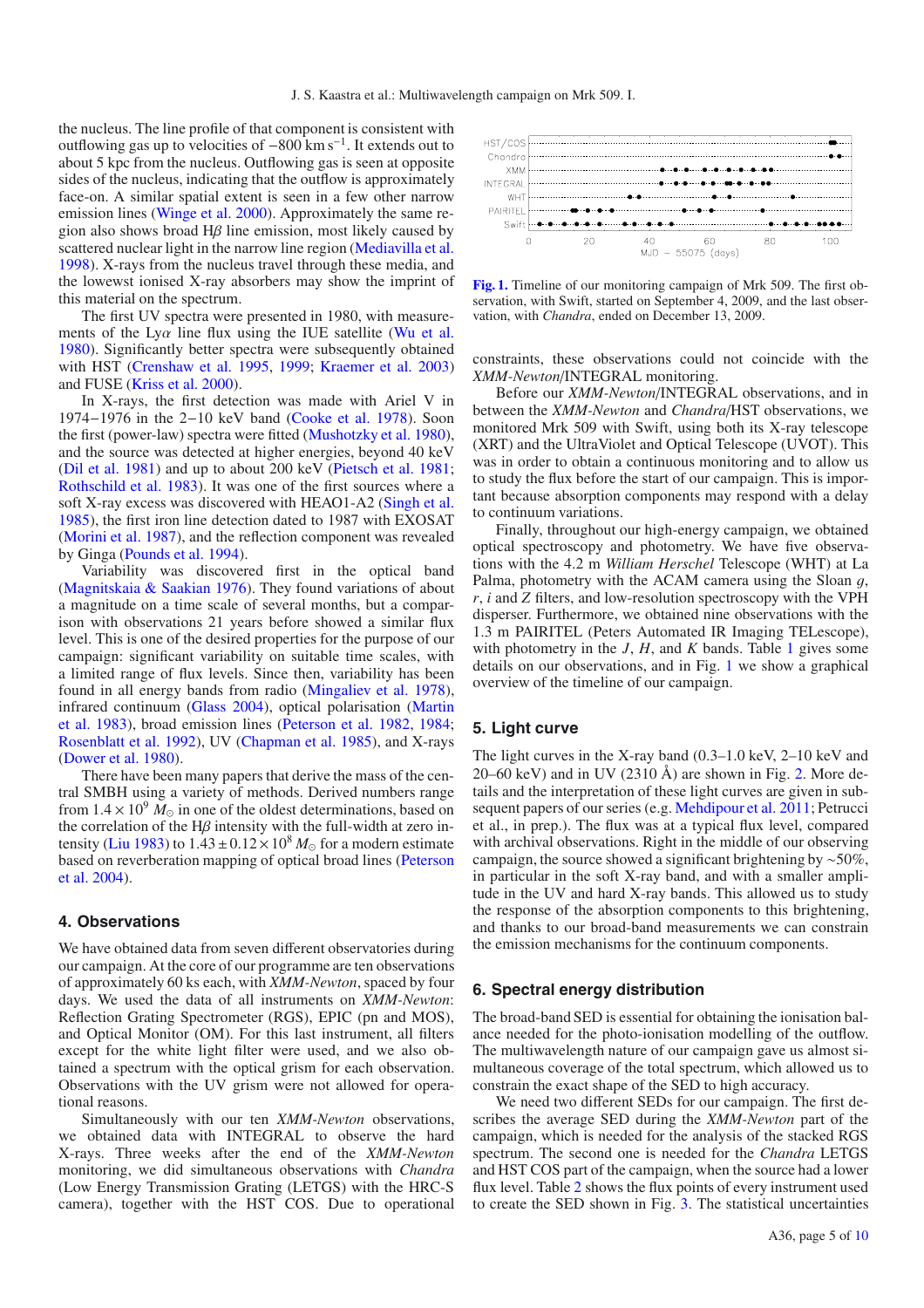the nucleus. The line profile of that component is consistent with outflowing gas up to velocities of −800 km s$^{-1}$. It extends out to about 5 kpc from the nucleus. Outflowing gas is seen at opposite sides of the nucleus, indicating that the outflow is approximately face-on. A similar spatial extent is seen in a few other narrow emission lines (Winge et al. 2000). Approximately the same region also shows broad H$\beta$ line emission, most likely caused by scattered nuclear light in the narrow line region (Mediavilla et al. 1998). X-rays from the nucleus travel through these media, and the lowewst ionised X-ray absorbers may show the imprint of this material on the spectrum.

The first UV spectra were presented in 1980, with measurements of the Ly$\alpha$ line flux using the IUE satellite (Wu et al. 1980). Significantly better spectra were subsequently obtained with HST (Crenshaw et al. 1995, 1999; Kraemer et al. 2003) and FUSE (Kriss et al. 2000).

In X-rays, the first detection was made with Ariel V in 1974−1976 in the 2−10 keV band (Cooke et al. 1978). Soon the first (power-law) spectra were fitted (Mushotzky et al. 1980), and the source was detected at higher energies, beyond 40 keV (Dil et al. 1981) and up to about 200 keV (Pietsch et al. 1981; Rothschild et al. 1983). It was one of the first sources where a soft X-ray excess was discovered with HEAO1-A2 (Singh et al. 1985), the first iron line detection dated to 1987 with EXOSAT (Morini et al. 1987), and the reflection component was revealed by Ginga (Pounds et al. 1994).

Variability was discovered first in the optical band (Magnitskaia & Saakian 1976). They found variations of about a magnitude on a time scale of several months, but a comparison with observations 21 years before showed a similar flux level. This is one of the desired properties for the purpose of our campaign: significant variability on suitable time scales, with a limited range of flux levels. Since then, variability has been found in all energy bands from radio (Mingaliev et al. 1978), infrared continuum (Glass 2004), optical polarisation (Martin et al. 1983), broad emission lines (Peterson et al. 1982, 1984; Rosenblatt et al. 1992), UV (Chapman et al. 1985), and X-rays (Dower et al. 1980).

There have been many papers that derive the mass of the central SMBH using a variety of methods. Derived numbers range from $1.4 \times 10^9$ $M_\odot$ in one of the oldest determinations, based on the correlation of the H$\beta$ intensity with the full-width at zero intensity (Liu 1983) to $1.43 \pm 0.12 \times 10^8$ $M_\odot$ for a modern estimate based on reverberation mapping of optical broad lines (Peterson et al. 2004).

## 4. Observations

We have obtained data from seven different observatories during our campaign. At the core of our programme are ten observations of approximately 60 ks each, with *XMM-Newton*, spaced by four days. We used the data of all instruments on *XMM-Newton*: Reflection Grating Spectrometer (RGS), EPIC (pn and MOS), and Optical Monitor (OM). For this last instrument, all filters except for the white light filter were used, and we also obtained a spectrum with the optical grism for each observation. Observations with the UV grism were not allowed for operational reasons.

Simultaneously with our ten *XMM-Newton* observations, we obtained data with INTEGRAL to observe the hard X-rays. Three weeks after the end of the *XMM-Newton* monitoring, we did simultaneous observations with *Chandra* (Low Energy Transmission Grating (LETGS) with the HRC-S camera), together with the HST COS. Due to operational constraints, these observations could not coincide with the *XMM-Newton*/INTEGRAL monitoring.

**Fig. 1.** Timeline of our monitoring campaign of Mrk 509. The first observation, with Swift, started on September 4, 2009, and the last observation, with *Chandra*, ended on December 13, 2009.

Before our *XMM-Newton*/INTEGRAL observations, and in between the *XMM-Newton* and *Chandra*/HST observations, we monitored Mrk 509 with Swift, using both its X-ray telescope (XRT) and the UltraViolet and Optical Telescope (UVOT). This was in order to obtain a continuous monitoring and to allow us to study the flux before the start of our campaign. This is important because absorption components may respond with a delay to continuum variations.

Finally, throughout our high-energy campaign, we obtained optical spectroscopy and photometry. We have five observations with the 4.2 m *William Herschel* Telescope (WHT) at La Palma, photometry with the ACAM camera using the Sloan *g*, *r*, *i* and *Z* filters, and low-resolution spectroscopy with the VPH disperser. Furthermore, we obtained nine observations with the 1.3 m PAIRITEL (Peters Automated IR Imaging TELescope), with photometry in the *J*, *H*, and *K* bands. Table 1 gives some details on our observations, and in Fig. 1 we show a graphical overview of the timeline of our campaign.

## 5. Light curve

The light curves in the X-ray band (0.3–1.0 keV, 2–10 keV and 20–60 keV) and in UV (2310 Å) are shown in Fig. 2. More details and the interpretation of these light curves are given in subsequent papers of our series (e.g. Mehdipour et al. 2011; Petrucci et al., in prep.). The flux was at a typical flux level, compared with archival observations. Right in the middle of our observing campaign, the source showed a significant brightening by ~50%, in particular in the soft X-ray band, and with a smaller amplitude in the UV and hard X-ray bands. This allowed us to study the response of the absorption components to this brightening, and thanks to our broad-band measurements we can constrain the emission mechanisms for the continuum components.

## 6. Spectral energy distribution

The broad-band SED is essential for obtaining the ionisation balance needed for the photo-ionisation modelling of the outflow. The multiwavelength nature of our campaign gave us almost simultaneous coverage of the total spectrum, which allowed us to constrain the exact shape of the SED to high accuracy.

We need two different SEDs for our campaign. The first describes the average SED during the *XMM-Newton* part of the campaign, which is needed for the analysis of the stacked RGS spectrum. The second one is needed for the *Chandra* LETGS and HST COS part of the campaign, when the source had a lower flux level. Table 2 shows the flux points of every instrument used to create the SED shown in Fig. 3. The statistical uncertainties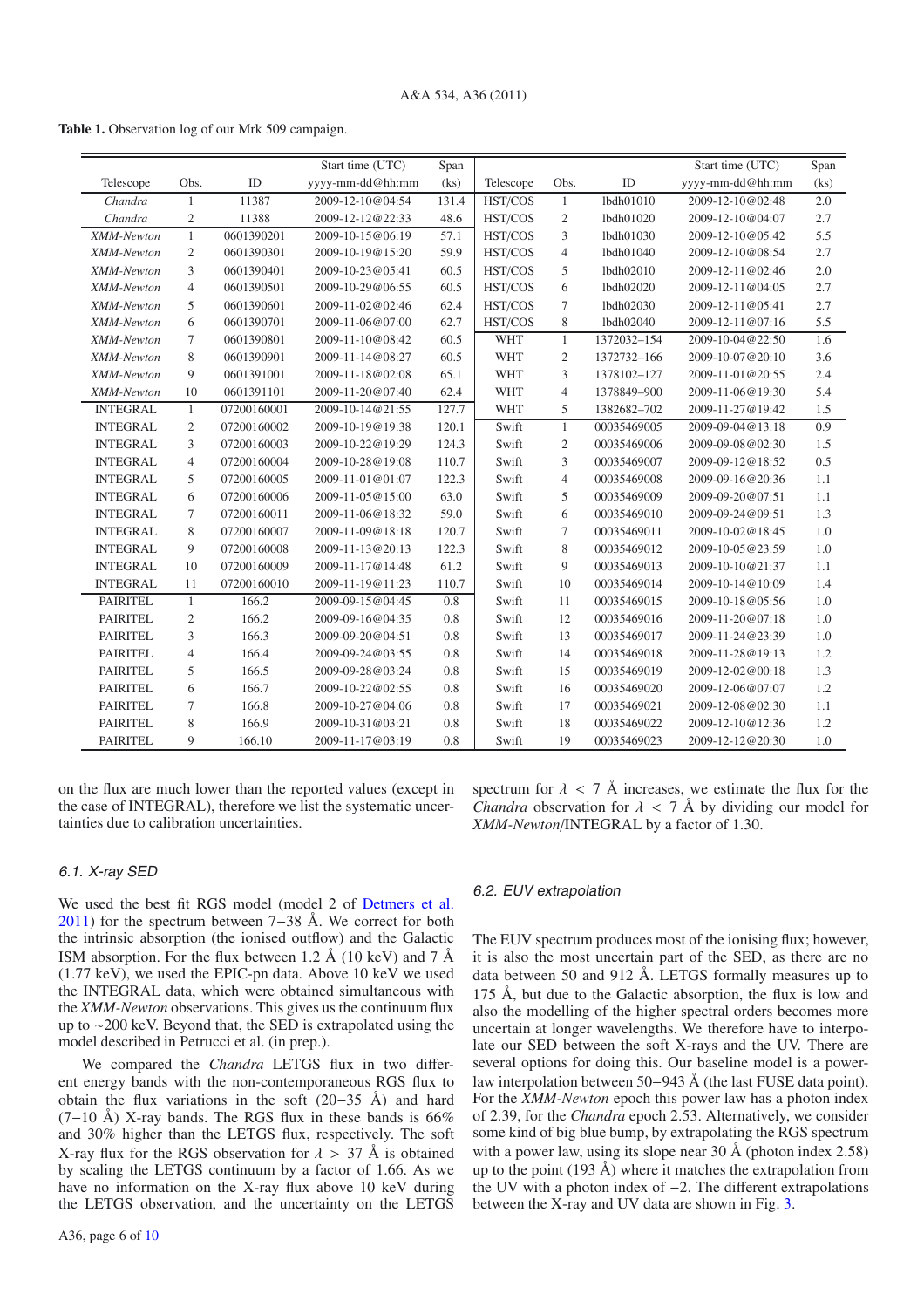**Table 1.** Observation log of our Mrk 509 campaign.

| Telescope | Obs. | ID | Start time (UTC) yyyy-mm-dd@hh:mm | Span (ks) | Telescope | Obs. | ID | Start time (UTC) yyyy-mm-dd@hh:mm | Span (ks) |
|---|---|---|---|---|---|---|---|---|---|
| *Chandra* | 1 | 11387 | 2009-12-10@04:54 | 131.4 | HST/COS | 1 | lbdh01010 | 2009-12-10@02:48 | 2.0 |
| *Chandra* | 2 | 11388 | 2009-12-12@22:33 | 48.6 | HST/COS | 2 | lbdh01020 | 2009-12-10@04:07 | 2.7 |
| *XMM-Newton* | 1 | 0601390201 | 2009-10-15@06:19 | 57.1 | HST/COS | 3 | lbdh01030 | 2009-12-10@05:42 | 5.5 |
| *XMM-Newton* | 2 | 0601390301 | 2009-10-19@15:20 | 59.9 | HST/COS | 4 | lbdh01040 | 2009-12-10@08:54 | 2.7 |
| *XMM-Newton* | 3 | 0601390401 | 2009-10-23@05:41 | 60.5 | HST/COS | 5 | lbdh02010 | 2009-12-11@02:46 | 2.0 |
| *XMM-Newton* | 4 | 0601390501 | 2009-10-29@06:55 | 60.5 | HST/COS | 6 | lbdh02020 | 2009-12-11@04:05 | 2.7 |
| *XMM-Newton* | 5 | 0601390601 | 2009-11-02@02:46 | 62.4 | HST/COS | 7 | lbdh02030 | 2009-12-11@05:41 | 2.7 |
| *XMM-Newton* | 6 | 0601390701 | 2009-11-06@07:00 | 62.7 | HST/COS | 8 | lbdh02040 | 2009-12-11@07:16 | 5.5 |
| *XMM-Newton* | 7 | 0601390801 | 2009-11-10@08:42 | 60.5 | WHT | 1 | 1372032–154 | 2009-10-04@22:50 | 1.6 |
| *XMM-Newton* | 8 | 0601390901 | 2009-11-14@08:27 | 60.5 | WHT | 2 | 1372732–166 | 2009-10-07@20:10 | 3.6 |
| *XMM-Newton* | 9 | 0601391001 | 2009-11-18@02:08 | 65.1 | WHT | 3 | 1378102–127 | 2009-11-01@20:55 | 2.4 |
| *XMM-Newton* | 10 | 0601391101 | 2009-11-20@07:40 | 62.4 | WHT | 4 | 1378849–900 | 2009-11-06@19:30 | 5.4 |
| INTEGRAL | 1 | 07200160001 | 2009-10-14@21:55 | 127.7 | WHT | 5 | 1382682–702 | 2009-11-27@19:42 | 1.5 |
| INTEGRAL | 2 | 07200160002 | 2009-10-19@19:38 | 120.1 | Swift | 1 | 00035469005 | 2009-09-04@13:18 | 0.9 |
| INTEGRAL | 3 | 07200160003 | 2009-10-22@19:29 | 124.3 | Swift | 2 | 00035469006 | 2009-09-08@02:30 | 1.5 |
| INTEGRAL | 4 | 07200160004 | 2009-10-28@19:08 | 110.7 | Swift | 3 | 00035469007 | 2009-09-12@18:52 | 0.5 |
| INTEGRAL | 5 | 07200160005 | 2009-11-01@01:07 | 122.3 | Swift | 4 | 00035469008 | 2009-09-16@20:36 | 1.1 |
| INTEGRAL | 6 | 07200160006 | 2009-11-05@15:00 | 63.0 | Swift | 5 | 00035469009 | 2009-09-20@07:51 | 1.1 |
| INTEGRAL | 7 | 07200160011 | 2009-11-06@18:32 | 59.0 | Swift | 6 | 00035469010 | 2009-09-24@09:51 | 1.3 |
| INTEGRAL | 8 | 07200160007 | 2009-11-09@18:18 | 120.7 | Swift | 7 | 00035469011 | 2009-10-02@18:45 | 1.0 |
| INTEGRAL | 9 | 07200160008 | 2009-11-13@20:13 | 122.3 | Swift | 8 | 00035469012 | 2009-10-05@23:59 | 1.0 |
| INTEGRAL | 10 | 07200160009 | 2009-11-17@14:48 | 61.2 | Swift | 9 | 00035469013 | 2009-10-10@21:37 | 1.1 |
| INTEGRAL | 11 | 07200160010 | 2009-11-19@11:23 | 110.7 | Swift | 10 | 00035469014 | 2009-10-14@10:09 | 1.4 |
| PAIRITEL | 1 | 166.2 | 2009-09-15@04:45 | 0.8 | Swift | 11 | 00035469015 | 2009-10-18@05:56 | 1.0 |
| PAIRITEL | 2 | 166.2 | 2009-09-16@04:35 | 0.8 | Swift | 12 | 00035469016 | 2009-11-20@07:18 | 1.0 |
| PAIRITEL | 3 | 166.3 | 2009-09-20@04:51 | 0.8 | Swift | 13 | 00035469017 | 2009-11-24@23:39 | 1.0 |
| PAIRITEL | 4 | 166.4 | 2009-09-24@03:55 | 0.8 | Swift | 14 | 00035469018 | 2009-11-28@19:13 | 1.2 |
| PAIRITEL | 5 | 166.5 | 2009-09-28@03:24 | 0.8 | Swift | 15 | 00035469019 | 2009-12-02@00:18 | 1.3 |
| PAIRITEL | 6 | 166.7 | 2009-10-22@02:55 | 0.8 | Swift | 16 | 00035469020 | 2009-12-06@07:07 | 1.2 |
| PAIRITEL | 7 | 166.8 | 2009-10-27@04:06 | 0.8 | Swift | 17 | 00035469021 | 2009-12-08@02:30 | 1.1 |
| PAIRITEL | 8 | 166.9 | 2009-10-31@03:21 | 0.8 | Swift | 18 | 00035469022 | 2009-12-10@12:36 | 1.2 |
| PAIRITEL | 9 | 166.10 | 2009-11-17@03:19 | 0.8 | Swift | 19 | 00035469023 | 2009-12-12@20:30 | 1.0 |

on the flux are much lower than the reported values (except in the case of INTEGRAL), therefore we list the systematic uncertainties due to calibration uncertainties.

### 6.1. X-ray SED

We used the best fit RGS model (model 2 of Detmers et al. 2011) for the spectrum between 7−38 Å. We correct for both the intrinsic absorption (the ionised outflow) and the Galactic ISM absorption. For the flux between 1.2 Å (10 keV) and 7 Å (1.77 keV), we used the EPIC-pn data. Above 10 keV we used the INTEGRAL data, which were obtained simultaneous with the *XMM-Newton* observations. This gives us the continuum flux up to ∼200 keV. Beyond that, the SED is extrapolated using the model described in Petrucci et al. (in prep.).

We compared the *Chandra* LETGS flux in two different energy bands with the non-contemporaneous RGS flux to obtain the flux variations in the soft (20−35 Å) and hard (7−10 Å) X-ray bands. The RGS flux in these bands is 66% and 30% higher than the LETGS flux, respectively. The soft X-ray flux for the RGS observation for $\lambda > 37$ Å is obtained by scaling the LETGS continuum by a factor of 1.66. As we have no information on the X-ray flux above 10 keV during the LETGS observation, and the uncertainty on the LETGS spectrum for $\lambda < 7$ Å increases, we estimate the flux for the *Chandra* observation for $\lambda < 7$ Å by dividing our model for *XMM-Newton*/INTEGRAL by a factor of 1.30.

### 6.2. EUV extrapolation

The EUV spectrum produces most of the ionising flux; however, it is also the most uncertain part of the SED, as there are no data between 50 and 912 Å. LETGS formally measures up to 175 Å, but due to the Galactic absorption, the flux is low and also the modelling of the higher spectral orders becomes more uncertain at longer wavelengths. We therefore have to interpolate our SED between the soft X-rays and the UV. There are several options for doing this. Our baseline model is a power-law interpolation between 50−943 Å (the last FUSE data point). For the *XMM-Newton* epoch this power law has a photon index of 2.39, for the *Chandra* epoch 2.53. Alternatively, we consider some kind of big blue bump, by extrapolating the RGS spectrum with a power law, using its slope near 30 Å (photon index 2.58) up to the point (193 Å) where it matches the extrapolation from the UV with a photon index of −2. The different extrapolations between the X-ray and UV data are shown in Fig. 3.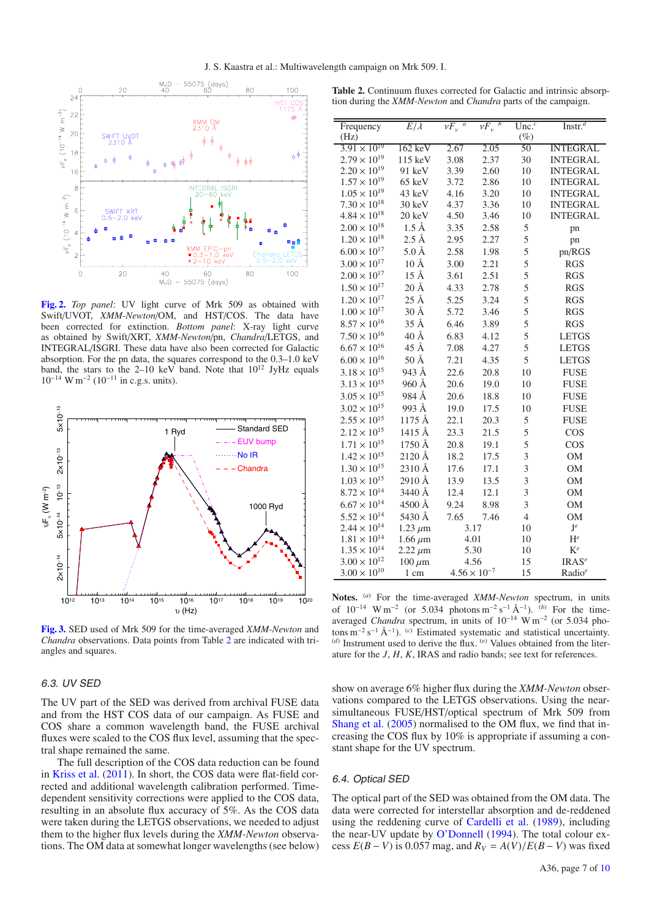**Fig. 2.** *Top panel*: UV light curve of Mrk 509 as obtained with Swift/UVOT, *XMM-Newton*/OM, and HST/COS. The data have been corrected for extinction. *Bottom panel*: X-ray light curve as obtained by Swift/XRT, *XMM-Newton*/pn, *Chandra*/LETGS, and INTEGRAL/ISGRI. These data have also been corrected for Galactic absorption. For the pn data, the squares correspond to the 0.3–1.0 keV band, the stars to the 2–10 keV band. Note that $10^{12}$ JyHz equals $10^{-14}$ W m$^{-2}$ ($10^{-11}$ in c.g.s. units).

**Fig. 3.** SED used of Mrk 509 for the time-averaged *XMM-Newton* and *Chandra* observations. Data points from Table 2 are indicated with triangles and squares.

**Table 2.** Continuum fluxes corrected for Galactic and intrinsic absorption during the *XMM-Newton* and *Chandra* parts of the campaign.

| Frequency (Hz) | $E/\lambda$ | $\nu F_\nu$ [a] | $\nu F_\nu$ [b] | Unc.[c] (%) | Instr.[d] |
|---|---|---|---|---|---|
| $3.91 \times 10^{19}$ | 162 keV | 2.67 | 2.05 | 50 | INTEGRAL |
| $2.79 \times 10^{19}$ | 115 keV | 3.08 | 2.37 | 30 | INTEGRAL |
| $2.20 \times 10^{19}$ | 91 keV | 3.39 | 2.60 | 10 | INTEGRAL |
| $1.57 \times 10^{19}$ | 65 keV | 3.72 | 2.86 | 10 | INTEGRAL |
| $1.05 \times 10^{19}$ | 43 keV | 4.16 | 3.20 | 10 | INTEGRAL |
| $7.30 \times 10^{18}$ | 30 keV | 4.37 | 3.36 | 10 | INTEGRAL |
| $4.84 \times 10^{18}$ | 20 keV | 4.50 | 3.46 | 10 | INTEGRAL |
| $2.00 \times 10^{18}$ | 1.5 Å | 3.35 | 2.58 | 5 | pn |
| $1.20 \times 10^{18}$ | 2.5 Å | 2.95 | 2.27 | 5 | pn |
| $6.00 \times 10^{17}$ | 5.0 Å | 2.58 | 1.98 | 5 | pn/RGS |
| $3.00 \times 10^{17}$ | 10 Å | 3.00 | 2.21 | 5 | RGS |
| $2.00 \times 10^{17}$ | 15 Å | 3.61 | 2.51 | 5 | RGS |
| $1.50 \times 10^{17}$ | 20 Å | 4.33 | 2.78 | 5 | RGS |
| $1.20 \times 10^{17}$ | 25 Å | 5.25 | 3.24 | 5 | RGS |
| $1.00 \times 10^{17}$ | 30 Å | 5.72 | 3.46 | 5 | RGS |
| $8.57 \times 10^{16}$ | 35 Å | 6.46 | 3.89 | 5 | RGS |
| $7.50 \times 10^{16}$ | 40 Å | 6.83 | 4.12 | 5 | LETGS |
| $6.67 \times 10^{16}$ | 45 Å | 7.08 | 4.27 | 5 | LETGS |
| $6.00 \times 10^{16}$ | 50 Å | 7.21 | 4.35 | 5 | LETGS |
| $3.18 \times 10^{15}$ | 943 Å | 22.6 | 20.8 | 10 | FUSE |
| $3.13 \times 10^{15}$ | 960 Å | 20.6 | 19.0 | 10 | FUSE |
| $3.05 \times 10^{15}$ | 984 Å | 20.6 | 18.8 | 10 | FUSE |
| $3.02 \times 10^{15}$ | 993 Å | 19.0 | 17.5 | 10 | FUSE |
| $2.55 \times 10^{15}$ | 1175 Å | 22.1 | 20.3 | 5 | FUSE |
| $2.12 \times 10^{15}$ | 1415 Å | 23.3 | 21.5 | 5 | COS |
| $1.71 \times 10^{15}$ | 1750 Å | 20.8 | 19.1 | 5 | COS |
| $1.42 \times 10^{15}$ | 2120 Å | 18.2 | 17.5 | 3 | OM |
| $1.30 \times 10^{15}$ | 2310 Å | 17.6 | 17.1 | 3 | OM |
| $1.03 \times 10^{15}$ | 2910 Å | 13.9 | 13.5 | 3 | OM |
| $8.72 \times 10^{14}$ | 3440 Å | 12.4 | 12.1 | 3 | OM |
| $6.67 \times 10^{14}$ | 4500 Å | 9.24 | 8.98 | 3 | OM |
| $5.52 \times 10^{14}$ | 5430 Å | 7.65 | 7.46 | 4 | OM |
| $2.44 \times 10^{14}$ | 1.23 $\mu$m | 3.17 | | 10 | J[e] |
| $1.81 \times 10^{14}$ | 1.66 $\mu$m | 4.01 | | 10 | H[e] |
| $1.35 \times 10^{14}$ | 2.22 $\mu$m | 5.30 | | 10 | K[e] |
| $3.00 \times 10^{12}$ | 100 $\mu$m | 4.56 | | 15 | IRAS[e] |
| $3.00 \times 10^{10}$ | 1 cm | $4.56 \times 10^{-7}$ | | 15 | Radio[e] |

**Notes.** [(a)] For the time-averaged *XMM-Newton* spectrum, in units of $10^{-14}$ W m$^{-2}$ (or 5.034 photons m$^{-2}$ s$^{-1}$ Å$^{-1}$). [(b)] For the time-averaged *Chandra* spectrum, in units of $10^{-14}$ W m$^{-2}$ (or 5.034 photons m$^{-2}$ s$^{-1}$ Å$^{-1}$). [(c)] Estimated systematic and statistical uncertainty. [(d)] Instrument used to derive the flux. [(e)] Values obtained from the literature for the $J$, $H$, $K$, IRAS and radio bands; see text for references.

### 6.3. UV SED

The UV part of the SED was derived from archival FUSE data and from the HST COS data of our campaign. As FUSE and COS share a common wavelength band, the FUSE archival fluxes were scaled to the COS flux level, assuming that the spectral shape remained the same.

The full description of the COS data reduction can be found in Kriss et al. (2011). In short, the COS data were flat-field corrected and additional wavelength calibration performed. Time-dependent sensitivity corrections were applied to the COS data, resulting in an absolute flux accuracy of 5%. As the COS data were taken during the LETGS observations, we needed to adjust them to the higher flux levels during the *XMM-Newton* observations. The OM data at somewhat longer wavelengths (see below) show on average 6% higher flux during the *XMM-Newton* observations compared to the LETGS observations. Using the near-simultaneous FUSE/HST/optical spectrum of Mrk 509 from Shang et al. (2005) normalised to the OM flux, we find that increasing the COS flux by 10% is appropriate if assuming a constant shape for the UV spectrum.

### 6.4. Optical SED

The optical part of the SED was obtained from the OM data. The data were corrected for interstellar absorption and de-reddened using the reddening curve of Cardelli et al. (1989), including the near-UV update by O'Donnell (1994). The total colour excess $E(B-V)$ is 0.057 mag, and $R_V = A(V)/E(B-V)$ was fixed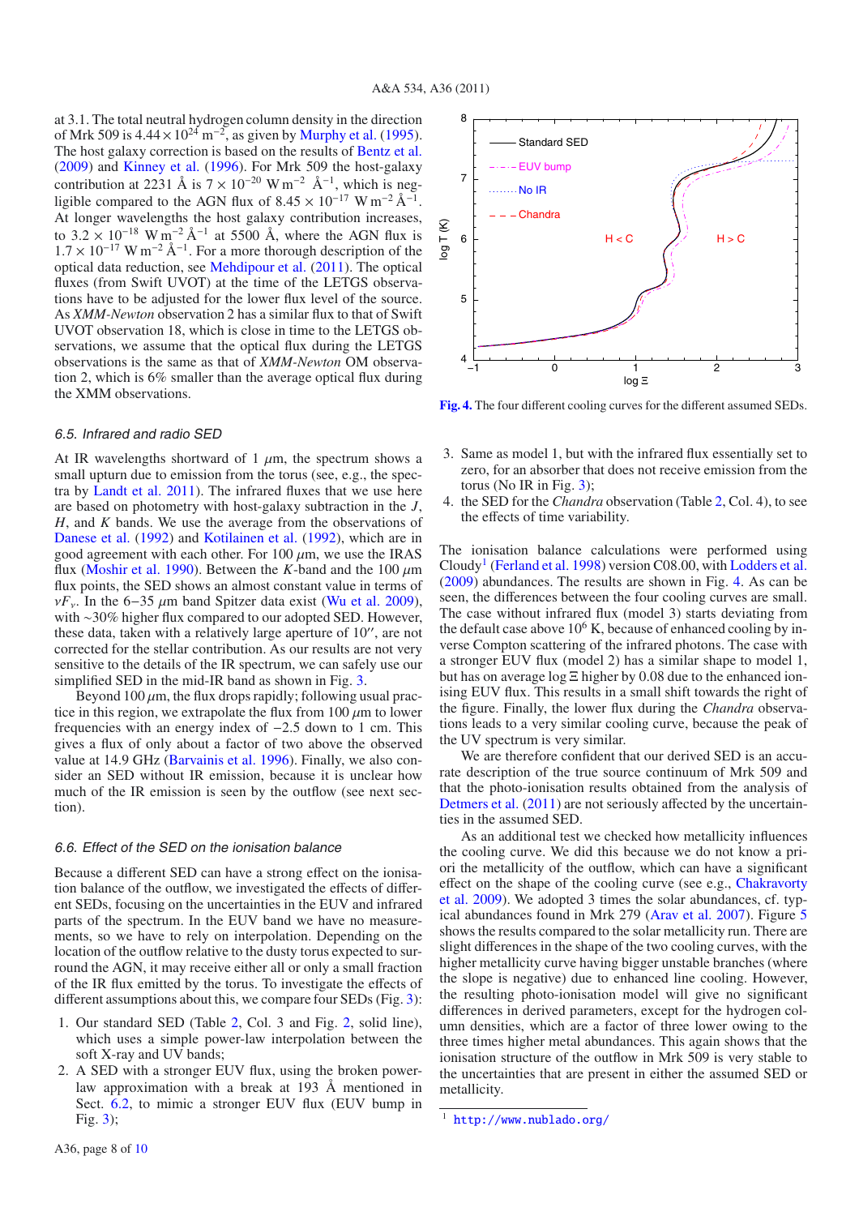at 3.1. The total neutral hydrogen column density in the direction of Mrk 509 is $4.44 \times 10^{24}$ m$^{-2}$, as given by Murphy et al. (1995). The host galaxy correction is based on the results of Bentz et al. (2009) and Kinney et al. (1996). For Mrk 509 the host-galaxy contribution at 2231 Å is $7 \times 10^{-20}$ W m$^{-2}$ Å$^{-1}$, which is negligible compared to the AGN flux of $8.45 \times 10^{-17}$ W m$^{-2}$ Å$^{-1}$. At longer wavelengths the host galaxy contribution increases, to $3.2 \times 10^{-18}$ W m$^{-2}$ Å$^{-1}$ at 5500 Å, where the AGN flux is $1.7 \times 10^{-17}$ W m$^{-2}$ Å$^{-1}$. For a more thorough description of the optical data reduction, see Mehdipour et al. (2011). The optical fluxes (from Swift UVOT) at the time of the LETGS observations have to be adjusted for the lower flux level of the source. As *XMM-Newton* observation 2 has a similar flux to that of Swift UVOT observation 18, which is close in time to the LETGS observations, we assume that the optical flux during the LETGS observations is the same as that of *XMM-Newton* OM observation 2, which is 6% smaller than the average optical flux during the XMM observations.

### 6.5. Infrared and radio SED

At IR wavelengths shortward of 1 $\mu$m, the spectrum shows a small upturn due to emission from the torus (see, e.g., the spectra by Landt et al. 2011). The infrared fluxes that we use here are based on photometry with host-galaxy subtraction in the $J$, $H$, and $K$ bands. We use the average from the observations of Danese et al. (1992) and Kotilainen et al. (1992), which are in good agreement with each other. For 100 $\mu$m, we use the IRAS flux (Moshir et al. 1990). Between the $K$-band and the 100 $\mu$m flux points, the SED shows an almost constant value in terms of $\nu F_\nu$. In the 6–35 $\mu$m band Spitzer data exist (Wu et al. 2009), with ~30% higher flux compared to our adopted SED. However, these data, taken with a relatively large aperture of 10″, are not corrected for the stellar contribution. As our results are not very sensitive to the details of the IR spectrum, we can safely use our simplified SED in the mid-IR band as shown in Fig. 3.

Beyond 100 $\mu$m, the flux drops rapidly; following usual practice in this region, we extrapolate the flux from 100 $\mu$m to lower frequencies with an energy index of $-2.5$ down to 1 cm. This gives a flux of only about a factor of two above the observed value at 14.9 GHz (Barvainis et al. 1996). Finally, we also consider an SED without IR emission, because it is unclear how much of the IR emission is seen by the outflow (see next section).

### 6.6. Effect of the SED on the ionisation balance

Because a different SED can have a strong effect on the ionisation balance of the outflow, we investigated the effects of different SEDs, focusing on the uncertainties in the EUV and infrared parts of the spectrum. In the EUV band we have no measurements, so we have to rely on interpolation. Depending on the location of the outflow relative to the dusty torus expected to surround the AGN, it may receive either all or only a small fraction of the IR flux emitted by the torus. To investigate the effects of different assumptions about this, we compare four SEDs (Fig. 3):

1. Our standard SED (Table 2, Col. 3 and Fig. 2, solid line), which uses a simple power-law interpolation between the soft X-ray and UV bands;
2. A SED with a stronger EUV flux, using the broken power-law approximation with a break at 193 Å mentioned in Sect. 6.2, to mimic a stronger EUV flux (EUV bump in Fig. 3);
3. Same as model 1, but with the infrared flux essentially set to zero, for an absorber that does not receive emission from the torus (No IR in Fig. 3);
4. the SED for the *Chandra* observation (Table 2, Col. 4), to see the effects of time variability.

Fig. 4. The four different cooling curves for the different assumed SEDs.

The ionisation balance calculations were performed using Cloudy[1] (Ferland et al. 1998) version C08.00, with Lodders et al. (2009) abundances. The results are shown in Fig. 4. As can be seen, the differences between the four cooling curves are small. The case without infrared flux (model 3) starts deviating from the default case above $10^6$ K, because of enhanced cooling by inverse Compton scattering of the infrared photons. The case with a stronger EUV flux (model 2) has a similar shape to model 1, but has on average $\log \Xi$ higher by 0.08 due to the enhanced ionising EUV flux. This results in a small shift towards the right of the figure. Finally, the lower flux during the *Chandra* observations leads to a very similar cooling curve, because the peak of the UV spectrum is very similar.

We are therefore confident that our derived SED is an accurate description of the true source continuum of Mrk 509 and that the photo-ionisation results obtained from the analysis of Detmers et al. (2011) are not seriously affected by the uncertainties in the assumed SED.

As an additional test we checked how metallicity influences the cooling curve. We did this because we do not know a priori the metallicity of the outflow, which can have a significant effect on the shape of the cooling curve (see e.g., Chakravorty et al. 2009). We adopted 3 times the solar abundances, cf. typical abundances found in Mrk 279 (Arav et al. 2007). Figure 5 shows the results compared to the solar metallicity run. There are slight differences in the shape of the two cooling curves, with the higher metallicity curve having bigger unstable branches (where the slope is negative) due to enhanced line cooling. However, the resulting photo-ionisation model will give no significant differences in derived parameters, except for the hydrogen column densities, which are a factor of three lower owing to the three times higher metal abundances. This again shows that the ionisation structure of the outflow in Mrk 509 is very stable to the uncertainties that are present in either the assumed SED or metallicity.

[1] http://www.nublado.org/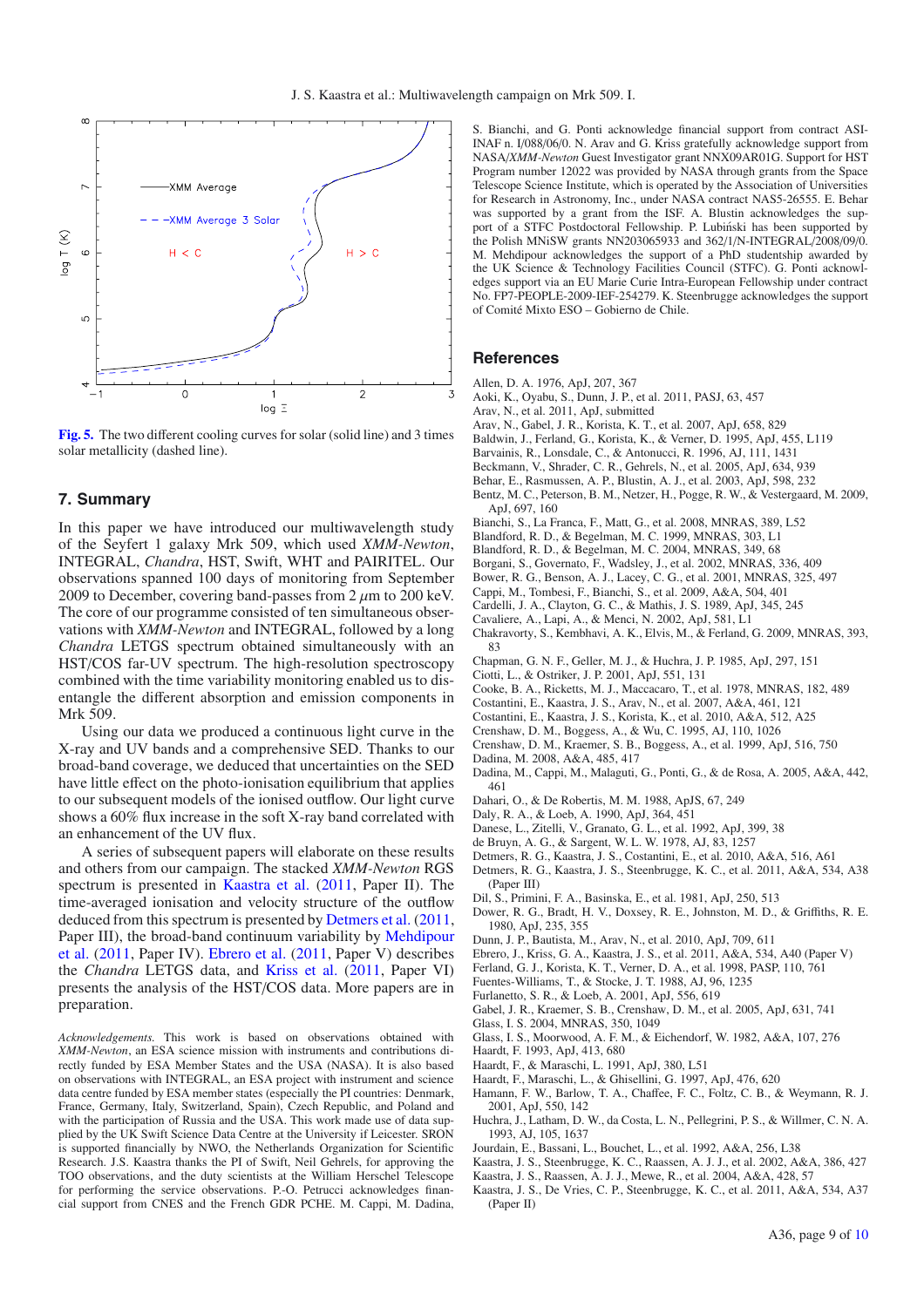**Fig. 5.** The two different cooling curves for solar (solid line) and 3 times solar metallicity (dashed line).

## 7. Summary

In this paper we have introduced our multiwavelength study of the Seyfert 1 galaxy Mrk 509, which used *XMM-Newton*, INTEGRAL, *Chandra*, HST, Swift, WHT and PAIRITEL. Our observations spanned 100 days of monitoring from September 2009 to December, covering band-passes from 2 $\mu$m to 200 keV. The core of our programme consisted of ten simultaneous observations with *XMM-Newton* and INTEGRAL, followed by a long *Chandra* LETGS spectrum obtained simultaneously with an HST/COS far-UV spectrum. The high-resolution spectroscopy combined with the time variability monitoring enabled us to disentangle the different absorption and emission components in Mrk 509.

Using our data we produced a continuous light curve in the X-ray and UV bands and a comprehensive SED. Thanks to our broad-band coverage, we deduced that uncertainties on the SED have little effect on the photo-ionisation equilibrium that applies to our subsequent models of the ionised outflow. Our light curve shows a 60% flux increase in the soft X-ray band correlated with an enhancement of the UV flux.

A series of subsequent papers will elaborate on these results and others from our campaign. The stacked *XMM-Newton* RGS spectrum is presented in Kaastra et al. (2011, Paper II). The time-averaged ionisation and velocity structure of the outflow deduced from this spectrum is presented by Detmers et al. (2011, Paper III), the broad-band continuum variability by Mehdipour et al. (2011, Paper IV). Ebrero et al. (2011, Paper V) describes the *Chandra* LETGS data, and Kriss et al. (2011, Paper VI) presents the analysis of the HST/COS data. More papers are in preparation.

*Acknowledgements.* This work is based on observations obtained with *XMM-Newton*, an ESA science mission with instruments and contributions directly funded by ESA Member States and the USA (NASA). It is also based on observations with INTEGRAL, an ESA project with instrument and science data centre funded by ESA member states (especially the PI countries: Denmark, France, Germany, Italy, Switzerland, Spain), Czech Republic, and Poland and with the participation of Russia and the USA. This work made use of data supplied by the UK Swift Science Data Centre at the University if Leicester. SRON is supported financially by NWO, the Netherlands Organization for Scientific Research. J.S. Kaastra thanks the PI of Swift, Neil Gehrels, for approving the TOO observations, and the duty scientists at the William Herschel Telescope for performing the service observations. P.-O. Petrucci acknowledges financial support from CNES and the French GDR PCHE. M. Cappi, M. Dadina, S. Bianchi, and G. Ponti acknowledge financial support from contract ASI-INAF n. I/088/06/0. N. Arav and G. Kriss gratefully acknowledge support from NASA/*XMM-Newton* Guest Investigator grant NNX09AR01G. Support for HST Program number 12022 was provided by NASA through grants from the Space Telescope Science Institute, which is operated by the Association of Universities for Research in Astronomy, Inc., under NASA contract NAS5-26555. E. Behar was supported by a grant from the ISF. A. Blustin acknowledges the support of a STFC Postdoctoral Fellowship. P. Lubiński has been supported by the Polish MNiSW grants NN203065933 and 362/1/N-INTEGRAL/2008/09/0. M. Mehdipour acknowledges the support of a PhD studentship awarded by the UK Science & Technology Facilities Council (STFC). G. Ponti acknowledges support via an EU Marie Curie Intra-European Fellowship under contract No. FP7-PEOPLE-2009-IEF-254279. K. Steenbrugge acknowledges the support of Comité Mixto ESO – Gobierno de Chile.

## References

Allen, D. A. 1976, ApJ, 207, 367
Aoki, K., Oyabu, S., Dunn, J. P., et al. 2011, PASJ, 63, 457
Arav, N., et al. 2011, ApJ, submitted
Arav, N., Gabel, J. R., Korista, K. T., et al. 2007, ApJ, 658, 829
Baldwin, J., Ferland, G., Korista, K., & Verner, D. 1995, ApJ, 455, L119
Barvainis, R., Lonsdale, C., & Antonucci, R. 1996, AJ, 111, 1431
Beckmann, V., Shrader, C. R., Gehrels, N., et al. 2005, ApJ, 634, 939
Behar, E., Rasmussen, A. P., Blustin, A. J., et al. 2003, ApJ, 598, 232
Bentz, M. C., Peterson, B. M., Netzer, H., Pogge, R. W., & Vestergaard, M. 2009, ApJ, 697, 160
Bianchi, S., La Franca, F., Matt, G., et al. 2008, MNRAS, 389, L52
Blandford, R. D., & Begelman, M. C. 1999, MNRAS, 303, L1
Blandford, R. D., & Begelman, M. C. 2004, MNRAS, 349, 68
Borgani, S., Governato, F., Wadsley, J., et al. 2002, MNRAS, 336, 409
Bower, R. G., Benson, A. J., Lacey, C. G., et al. 2001, MNRAS, 325, 497
Cappi, M., Tombesi, F., Bianchi, S., et al. 2009, A&A, 504, 401
Cardelli, J. A., Clayton, G. C., & Mathis, J. S. 1989, ApJ, 345, 245
Cavaliere, A., Lapi, A., & Menci, N. 2002, ApJ, 581, L1
Chakravorty, S., Kembhavi, A. K., Elvis, M., & Ferland, G. 2009, MNRAS, 393, 83
Chapman, G. N. F., Geller, M. J., & Huchra, J. P. 1985, ApJ, 297, 151
Ciotti, L., & Ostriker, J. P. 2001, ApJ, 551, 131
Cooke, B. A., Ricketts, M. J., Maccacaro, T., et al. 1978, MNRAS, 182, 489
Costantini, E., Kaastra, J. S., Arav, N., et al. 2007, A&A, 461, 121
Costantini, E., Kaastra, J. S., Korista, K., et al. 2010, A&A, 512, A25
Crenshaw, D. M., Boggess, A., & Wu, C. 1995, AJ, 110, 1026
Crenshaw, D. M., Kraemer, S. B., Boggess, A., et al. 1999, ApJ, 516, 750
Dadina, M. 2008, A&A, 485, 417
Dadina, M., Cappi, M., Malaguti, G., Ponti, G., & de Rosa, A. 2005, A&A, 442, 461
Dahari, O., & De Robertis, M. M. 1988, ApJS, 67, 249
Daly, R. A., & Loeb, A. 1990, ApJ, 364, 451
Danese, L., Zitelli, V., Granato, G. L., et al. 1992, ApJ, 399, 38
de Bruyn, A. G., & Sargent, W. L. W. 1978, AJ, 83, 1257
Detmers, R. G., Kaastra, J. S., Costantini, E., et al. 2010, A&A, 516, A61
Detmers, R. G., Kaastra, J. S., Steenbrugge, K. C., et al. 2011, A&A, 534, A38 (Paper III)
Dil, S., Primini, F. A., Basinska, E., et al. 1981, ApJ, 250, 513
Dower, R. G., Bradt, H. V., Doxsey, R. E., Johnston, M. D., & Griffiths, R. E. 1980, ApJ, 235, 355
Dunn, J. P., Bautista, M., Arav, N., et al. 2010, ApJ, 709, 611
Ebrero, J., Kriss, G. A., Kaastra, J. S., et al. 2011, A&A, 534, A40 (Paper V)
Ferland, G. J., Korista, K. T., Verner, D. A., et al. 1998, PASP, 110, 761
Fuentes-Williams, T., & Stocke, J. T. 1988, AJ, 96, 1235
Furlanetto, S. R., & Loeb, A. 2001, ApJ, 556, 619
Gabel, J. R., Kraemer, S. B., Crenshaw, D. M., et al. 2005, ApJ, 631, 741
Glass, I. S. 2004, MNRAS, 350, 1049
Glass, I. S., Moorwood, A. F. M., & Eichendorf, W. 1982, A&A, 107, 276
Haardt, F. 1993, ApJ, 413, 680
Haardt, F., & Maraschi, L. 1991, ApJ, 380, L51
Haardt, F., Maraschi, L., & Ghisellini, G. 1997, ApJ, 476, 620
Hamann, F. W., Barlow, T. A., Chaffee, F. C., Foltz, C. B., & Weymann, R. J. 2001, ApJ, 550, 142
Huchra, J., Latham, D. W., da Costa, L. N., Pellegrini, P. S., & Willmer, C. N. A. 1993, AJ, 105, 1637
Jourdain, E., Bassani, L., Bouchet, L., et al. 1992, A&A, 256, L38
Kaastra, J. S., Steenbrugge, K. C., Raassen, A. J. J., et al. 2002, A&A, 386, 427
Kaastra, J. S., Raassen, A. J. J., Mewe, R., et al. 2004, A&A, 428, 57
Kaastra, J. S., De Vries, C. P., Steenbrugge, K. C., et al. 2011, A&A, 534, A37 (Paper II)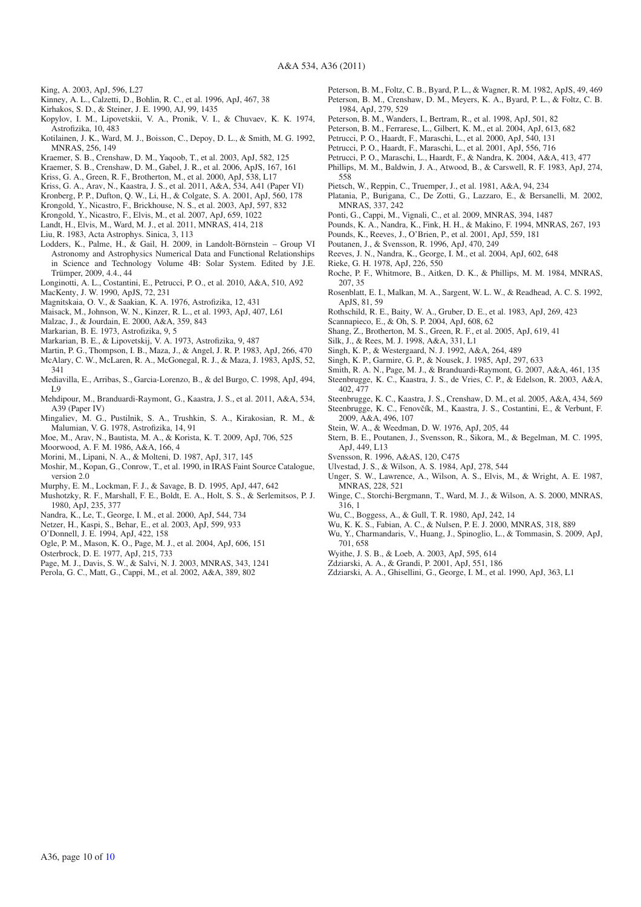King, A. 2003, ApJ, 596, L27

Kinney, A. L., Calzetti, D., Bohlin, R. C., et al. 1996, ApJ, 467, 38

Kirhakos, S. D., & Steiner, J. E. 1990, AJ, 99, 1435

Kopylov, I. M., Lipovetskii, V. A., Pronik, V. I., & Chuvaev, K. K. 1974, Astrofizika, 10, 483

Kotilainen, J. K., Ward, M. J., Boisson, C., Depoy, D. L., & Smith, M. G. 1992, MNRAS, 256, 149

Kraemer, S. B., Crenshaw, D. M., Yaqoob, T., et al. 2003, ApJ, 582, 125

Kraemer, S. B., Crenshaw, D. M., Gabel, J. R., et al. 2006, ApJS, 167, 161

Kriss, G. A., Green, R. F., Brotherton, M., et al. 2000, ApJ, 538, L17

Kriss, G. A., Arav, N., Kaastra, J. S., et al. 2011, A&A, 534, A41 (Paper VI)

Kronberg, P. P., Dufton, Q. W., Li, H., & Colgate, S. A. 2001, ApJ, 560, 178

Krongold, Y., Nicastro, F., Brickhouse, N. S., et al. 2003, ApJ, 597, 832

Krongold, Y., Nicastro, F., Elvis, M., et al. 2007, ApJ, 659, 1022

Landt, H., Elvis, M., Ward, M. J., et al. 2011, MNRAS, 414, 218

Liu, R. 1983, Acta Astrophys. Sinica, 3, 113

Lodders, K., Palme, H., & Gail, H. 2009, in Landolt-Börnstein – Group VI Astronomy and Astrophysics Numerical Data and Functional Relationships in Science and Technology Volume 4B: Solar System. Edited by J.E. Trümper, 2009, 4.4., 44

Longinotti, A. L., Costantini, E., Petrucci, P. O., et al. 2010, A&A, 510, A92

MacKenty, J. W. 1990, ApJS, 72, 231

Magnitskaia, O. V., & Saakian, K. A. 1976, Astrofizika, 12, 431

Maisack, M., Johnson, W. N., Kinzer, R. L., et al. 1993, ApJ, 407, L61

Malzac, J., & Jourdain, E. 2000, A&A, 359, 843

Markarian, B. E. 1973, Astrofizika, 9, 5

Markarian, B. E., & Lipovetskij, V. A. 1973, Astrofizika, 9, 487

Martin, P. G., Thompson, I. B., Maza, J., & Angel, J. R. P. 1983, ApJ, 266, 470

McAlary, C. W., McLaren, R. A., McGonegal, R. J., & Maza, J. 1983, ApJS, 52, 341

Mediavilla, E., Arribas, S., Garcia-Lorenzo, B., & del Burgo, C. 1998, ApJ, 494, L9

Mehdipour, M., Branduardi-Raymont, G., Kaastra, J. S., et al. 2011, A&A, 534, A39 (Paper IV)

Mingaliev, M. G., Pustilnik, S. A., Trushkin, S. A., Kirakosian, R. M., & Malumian, V. G. 1978, Astrofizika, 14, 91

Moe, M., Arav, N., Bautista, M. A., & Korista, K. T. 2009, ApJ, 706, 525

Moorwood, A. F. M. 1986, A&A, 166, 4

Morini, M., Lipani, N. A., & Molteni, D. 1987, ApJ, 317, 145

Moshir, M., Kopan, G., Conrow, T., et al. 1990, in IRAS Faint Source Catalogue, version 2.0

Murphy, E. M., Lockman, F. J., & Savage, B. D. 1995, ApJ, 447, 642

Mushotzky, R. F., Marshall, F. E., Boldt, E. A., Holt, S. S., & Serlemitsos, P. J. 1980, ApJ, 235, 377

Nandra, K., Le, T., George, I. M., et al. 2000, ApJ, 544, 734

Netzer, H., Kaspi, S., Behar, E., et al. 2003, ApJ, 599, 933

O'Donnell, J. E. 1994, ApJ, 422, 158

Ogle, P. M., Mason, K. O., Page, M. J., et al. 2004, ApJ, 606, 151

Osterbrock, D. E. 1977, ApJ, 215, 733

Page, M. J., Davis, S. W., & Salvi, N. J. 2003, MNRAS, 343, 1241

Perola, G. C., Matt, G., Cappi, M., et al. 2002, A&A, 389, 802

Peterson, B. M., Foltz, C. B., Byard, P. L., & Wagner, R. M. 1982, ApJS, 49, 469

Peterson, B. M., Crenshaw, D. M., Meyers, K. A., Byard, P. L., & Foltz, C. B. 1984, ApJ, 279, 529

Peterson, B. M., Wanders, I., Bertram, R., et al. 1998, ApJ, 501, 82

Peterson, B. M., Ferrarese, L., Gilbert, K. M., et al. 2004, ApJ, 613, 682

Petrucci, P. O., Haardt, F., Maraschi, L., et al. 2000, ApJ, 540, 131

Petrucci, P. O., Haardt, F., Maraschi, L., et al. 2001, ApJ, 556, 716

Petrucci, P. O., Maraschi, L., Haardt, F., & Nandra, K. 2004, A&A, 413, 477

Phillips, M. M., Baldwin, J. A., Atwood, B., & Carswell, R. F. 1983, ApJ, 274, 558

Pietsch, W., Reppin, C., Truemper, J., et al. 1981, A&A, 94, 234

Platania, P., Burigana, C., De Zotti, G., Lazzaro, E., & Bersanelli, M. 2002, MNRAS, 337, 242

Ponti, G., Cappi, M., Vignali, C., et al. 2009, MNRAS, 394, 1487

Pounds, K. A., Nandra, K., Fink, H. H., & Makino, F. 1994, MNRAS, 267, 193

Pounds, K., Reeves, J., O'Brien, P., et al. 2001, ApJ, 559, 181

Poutanen, J., & Svensson, R. 1996, ApJ, 470, 249

Reeves, J. N., Nandra, K., George, I. M., et al. 2004, ApJ, 602, 648

Rieke, G. H. 1978, ApJ, 226, 550

Roche, P. F., Whitmore, B., Aitken, D. K., & Phillips, M. M. 1984, MNRAS, 207, 35

Rosenblatt, E. I., Malkan, M. A., Sargent, W. L. W., & Readhead, A. C. S. 1992, ApJS, 81, 59

Rothschild, R. E., Baity, W. A., Gruber, D. E., et al. 1983, ApJ, 269, 423

Scannapieco, E., & Oh, S. P. 2004, ApJ, 608, 62

Shang, Z., Brotherton, M. S., Green, R. F., et al. 2005, ApJ, 619, 41

Silk, J., & Rees, M. J. 1998, A&A, 331, L1

Singh, K. P., & Westergaard, N. J. 1992, A&A, 264, 489

Singh, K. P., Garmire, G. P., & Nousek, J. 1985, ApJ, 297, 633

Smith, R. A. N., Page, M. J., & Branduardi-Raymont, G. 2007, A&A, 461, 135

Steenbrugge, K. C., Kaastra, J. S., de Vries, C. P., & Edelson, R. 2003, A&A, 402, 477

Steenbrugge, K. C., Kaastra, J. S., Crenshaw, D. M., et al. 2005, A&A, 434, 569

Steenbrugge, K. C., Fenovčík, M., Kaastra, J. S., Costantini, E., & Verbunt, F. 2009, A&A, 496, 107

Stein, W. A., & Weedman, D. W. 1976, ApJ, 205, 44

Stern, B. E., Poutanen, J., Svensson, R., Sikora, M., & Begelman, M. C. 1995, ApJ, 449, L13

Svensson, R. 1996, A&AS, 120, C475

Ulvestad, J. S., & Wilson, A. S. 1984, ApJ, 278, 544

Unger, S. W., Lawrence, A., Wilson, A. S., Elvis, M., & Wright, A. E. 1987, MNRAS, 228, 521

Winge, C., Storchi-Bergmann, T., Ward, M. J., & Wilson, A. S. 2000, MNRAS, 316, 1

Wu, C., Boggess, A., & Gull, T. R. 1980, ApJ, 242, 14

Wu, K. K. S., Fabian, A. C., & Nulsen, P. E. J. 2000, MNRAS, 318, 889

Wu, Y., Charmandaris, V., Huang, J., Spinoglio, L., & Tommasin, S. 2009, ApJ, 701, 658

Wyithe, J. S. B., & Loeb, A. 2003, ApJ, 595, 614

Zdziarski, A. A., & Grandi, P. 2001, ApJ, 551, 186

Zdziarski, A. A., Ghisellini, G., George, I. M., et al. 1990, ApJ, 363, L1